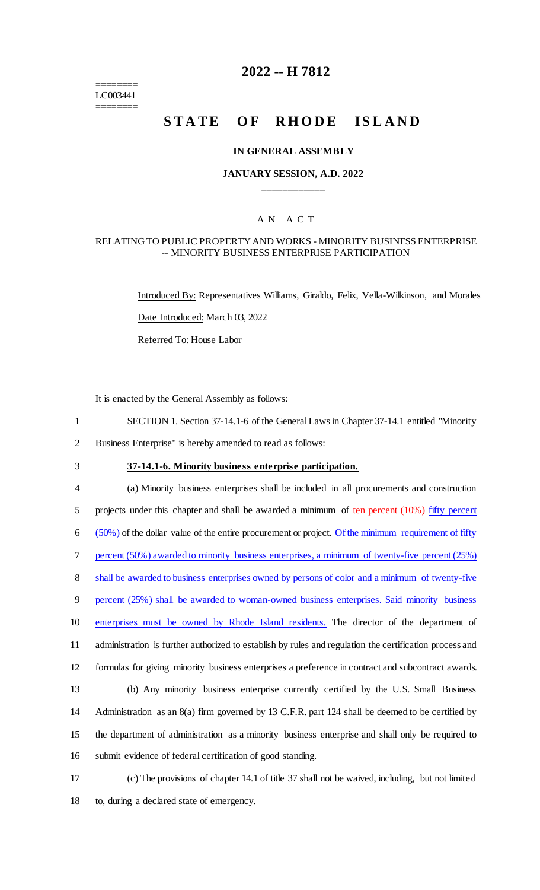========
LC003441
========

# 2022 -- H 7812

# STATE OF RHODE ISLAND

### IN GENERAL ASSEMBLY

### JANUARY SESSION, A.D. 2022

---

## A N A C T

### RELATING TO PUBLIC PROPERTY AND WORKS - MINORITY BUSINESS ENTERPRISE -- MINORITY BUSINESS ENTERPRISE PARTICIPATION

Introduced By: Representatives Williams, Giraldo, Felix, Vella-Wilkinson, and Morales

Date Introduced: March 03, 2022

Referred To: House Labor

It is enacted by the General Assembly as follows:

SECTION 1. Section 37-14.1-6 of the General Laws in Chapter 37-14.1 entitled "Minority Business Enterprise" is hereby amended to read as follows:

**37-14.1-6. Minority business enterprise participation.**

(a) Minority business enterprises shall be included in all procurements and construction projects under this chapter and shall be awarded a minimum of ~~ten percent (10%)~~ fifty percent (50%) of the dollar value of the entire procurement or project. Of the minimum requirement of fifty percent (50%) awarded to minority business enterprises, a minimum of twenty-five percent (25%) shall be awarded to business enterprises owned by persons of color and a minimum of twenty-five percent (25%) shall be awarded to woman-owned business enterprises. Said minority business enterprises must be owned by Rhode Island residents. The director of the department of administration is further authorized to establish by rules and regulation the certification process and formulas for giving minority business enterprises a preference in contract and subcontract awards.

(b) Any minority business enterprise currently certified by the U.S. Small Business Administration as an 8(a) firm governed by 13 C.F.R. part 124 shall be deemed to be certified by the department of administration as a minority business enterprise and shall only be required to submit evidence of federal certification of good standing.

(c) The provisions of chapter 14.1 of title 37 shall not be waived, including, but not limited to, during a declared state of emergency.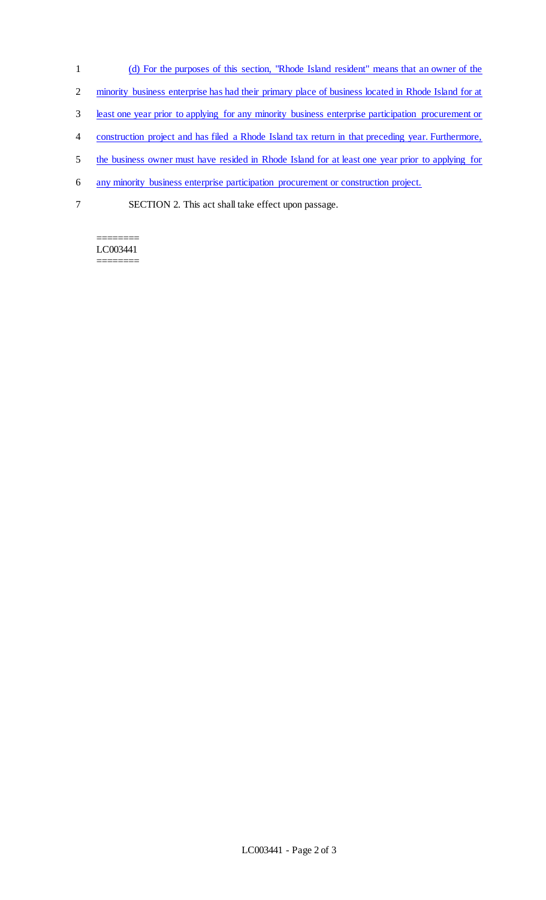(d) For the purposes of this section, "Rhode Island resident" means that an owner of the minority business enterprise has had their primary place of business located in Rhode Island for at least one year prior to applying for any minority business enterprise participation procurement or construction project and has filed a Rhode Island tax return in that preceding year. Furthermore, the business owner must have resided in Rhode Island for at least one year prior to applying for any minority business enterprise participation procurement or construction project.

SECTION 2. This act shall take effect upon passage.

========
LC003441
========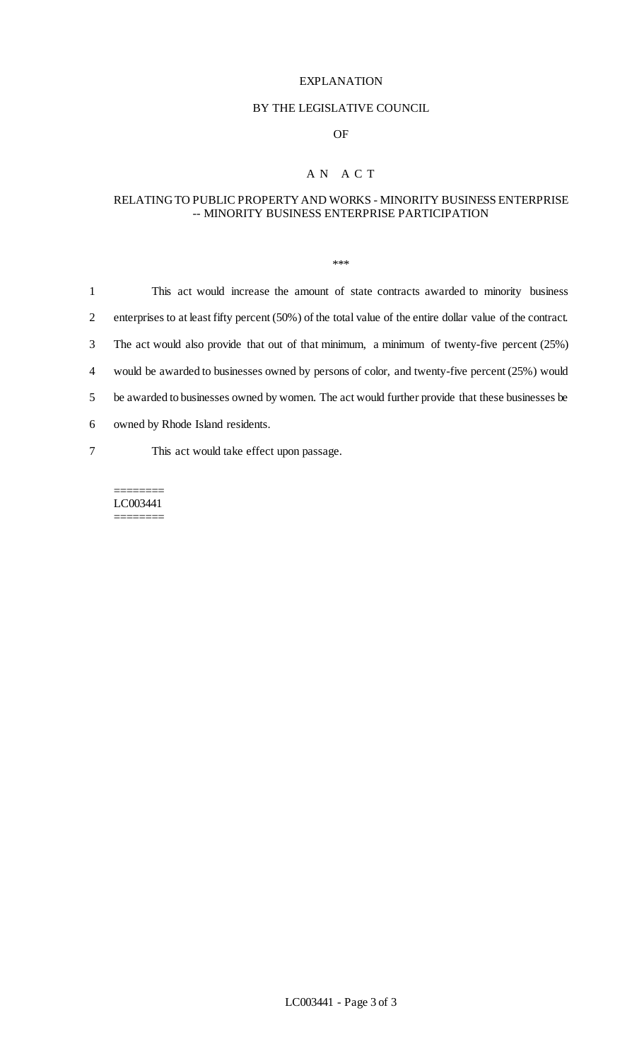EXPLANATION

BY THE LEGISLATIVE COUNCIL

OF

A N A C T

RELATING TO PUBLIC PROPERTY AND WORKS - MINORITY BUSINESS ENTERPRISE -- MINORITY BUSINESS ENTERPRISE PARTICIPATION

\*\*\*

This act would increase the amount of state contracts awarded to minority business enterprises to at least fifty percent (50%) of the total value of the entire dollar value of the contract. The act would also provide that out of that minimum, a minimum of twenty-five percent (25%) would be awarded to businesses owned by persons of color, and twenty-five percent (25%) would be awarded to businesses owned by women. The act would further provide that these businesses be owned by Rhode Island residents.

This act would take effect upon passage.

========
LC003441
========